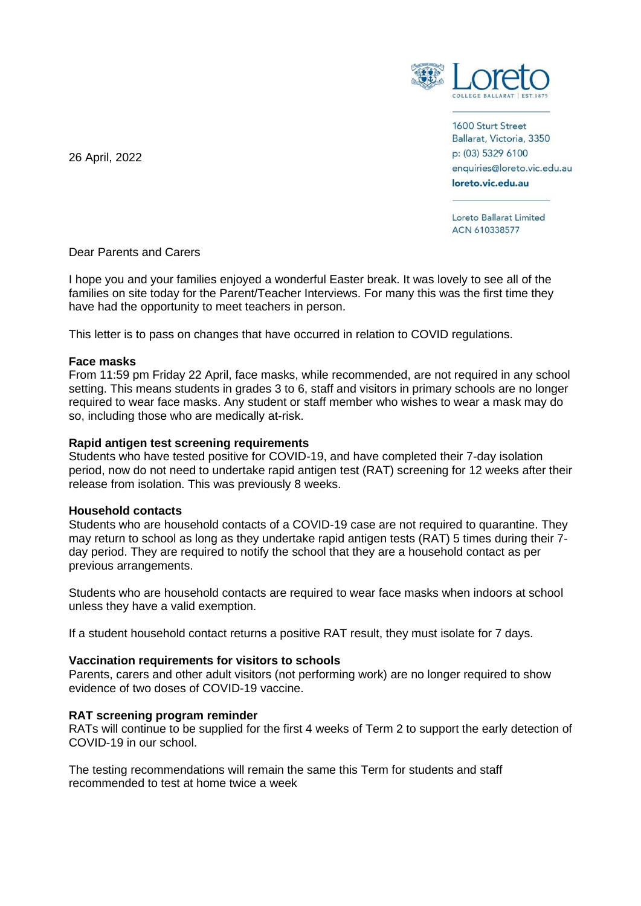Loreto
COLLEGE BALLARAT | EST.1875

1600 Sturt Street
Ballarat, Victoria, 3350
p: (03) 5329 6100
enquiries@loreto.vic.edu.au
**loreto.vic.edu.au**

Loreto Ballarat Limited
ACN 610338577

26 April, 2022

Dear Parents and Carers

I hope you and your families enjoyed a wonderful Easter break. It was lovely to see all of the families on site today for the Parent/Teacher Interviews. For many this was the first time they have had the opportunity to meet teachers in person.

This letter is to pass on changes that have occurred in relation to COVID regulations.

**Face masks**

From 11:59 pm Friday 22 April, face masks, while recommended, are not required in any school setting. This means students in grades 3 to 6, staff and visitors in primary schools are no longer required to wear face masks. Any student or staff member who wishes to wear a mask may do so, including those who are medically at-risk.

**Rapid antigen test screening requirements**

Students who have tested positive for COVID-19, and have completed their 7-day isolation period, now do not need to undertake rapid antigen test (RAT) screening for 12 weeks after their release from isolation. This was previously 8 weeks.

**Household contacts**

Students who are household contacts of a COVID-19 case are not required to quarantine. They may return to school as long as they undertake rapid antigen tests (RAT) 5 times during their 7-day period. They are required to notify the school that they are a household contact as per previous arrangements.

Students who are household contacts are required to wear face masks when indoors at school unless they have a valid exemption.

If a student household contact returns a positive RAT result, they must isolate for 7 days.

**Vaccination requirements for visitors to schools**

Parents, carers and other adult visitors (not performing work) are no longer required to show evidence of two doses of COVID-19 vaccine.

**RAT screening program reminder**

RATs will continue to be supplied for the first 4 weeks of Term 2 to support the early detection of COVID-19 in our school.

The testing recommendations will remain the same this Term for students and staff recommended to test at home twice a week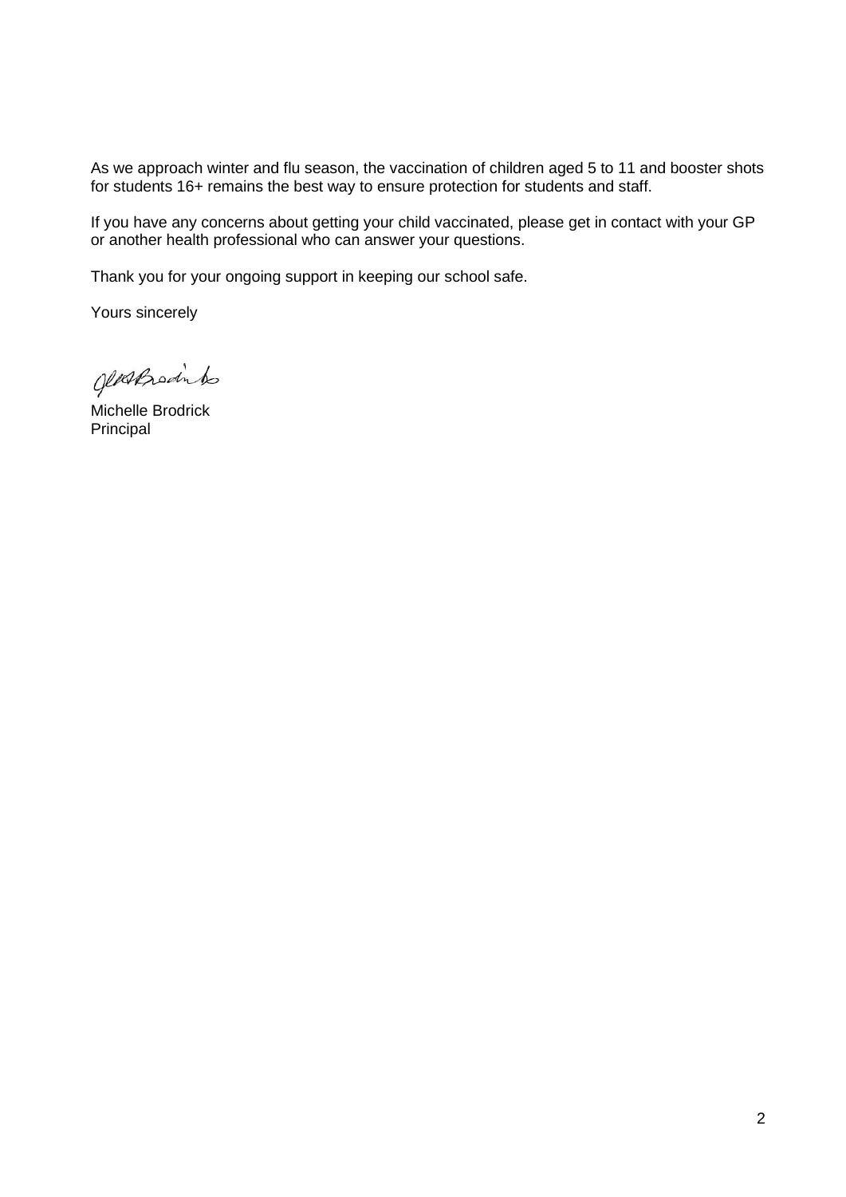As we approach winter and flu season, the vaccination of children aged 5 to 11 and booster shots for students 16+ remains the best way to ensure protection for students and staff.

If you have any concerns about getting your child vaccinated, please get in contact with your GP or another health professional who can answer your questions.

Thank you for your ongoing support in keeping our school safe.

Yours sincerely

Michelle Brodrick
Principal